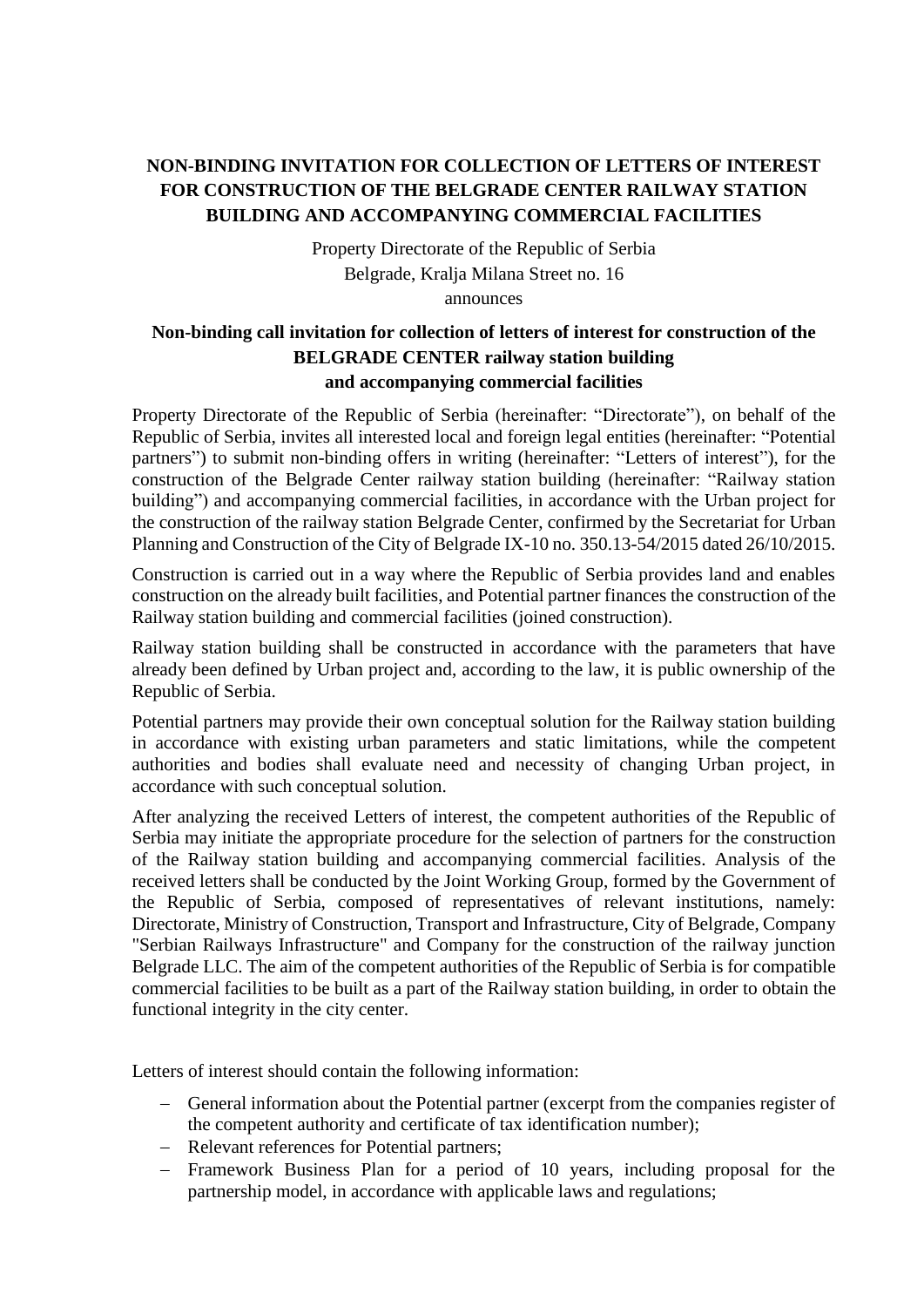# NON-BINDING INVITATION FOR COLLECTION OF LETTERS OF INTEREST FOR CONSTRUCTION OF THE BELGRADE CENTER RAILWAY STATION BUILDING AND ACCOMPANYING COMMERCIAL FACILITIES

Property Directorate of the Republic of Serbia
Belgrade, Kralja Milana Street no. 16
announces

## Non-binding call invitation for collection of letters of interest for construction of the BELGRADE CENTER railway station building and accompanying commercial facilities

Property Directorate of the Republic of Serbia (hereinafter: "Directorate"), on behalf of the Republic of Serbia, invites all interested local and foreign legal entities (hereinafter: "Potential partners") to submit non-binding offers in writing (hereinafter: "Letters of interest"), for the construction of the Belgrade Center railway station building (hereinafter: "Railway station building") and accompanying commercial facilities, in accordance with the Urban project for the construction of the railway station Belgrade Center, confirmed by the Secretariat for Urban Planning and Construction of the City of Belgrade IX-10 no. 350.13-54/2015 dated 26/10/2015.

Construction is carried out in a way where the Republic of Serbia provides land and enables construction on the already built facilities, and Potential partner finances the construction of the Railway station building and commercial facilities (joined construction).

Railway station building shall be constructed in accordance with the parameters that have already been defined by Urban project and, according to the law, it is public ownership of the Republic of Serbia.

Potential partners may provide their own conceptual solution for the Railway station building in accordance with existing urban parameters and static limitations, while the competent authorities and bodies shall evaluate need and necessity of changing Urban project, in accordance with such conceptual solution.

After analyzing the received Letters of interest, the competent authorities of the Republic of Serbia may initiate the appropriate procedure for the selection of partners for the construction of the Railway station building and accompanying commercial facilities. Analysis of the received letters shall be conducted by the Joint Working Group, formed by the Government of the Republic of Serbia, composed of representatives of relevant institutions, namely: Directorate, Ministry of Construction, Transport and Infrastructure, City of Belgrade, Company "Serbian Railways Infrastructure" and Company for the construction of the railway junction Belgrade LLC. The aim of the competent authorities of the Republic of Serbia is for compatible commercial facilities to be built as a part of the Railway station building, in order to obtain the functional integrity in the city center.

Letters of interest should contain the following information:

- General information about the Potential partner (excerpt from the companies register of the competent authority and certificate of tax identification number);
- Relevant references for Potential partners;
- Framework Business Plan for a period of 10 years, including proposal for the partnership model, in accordance with applicable laws and regulations;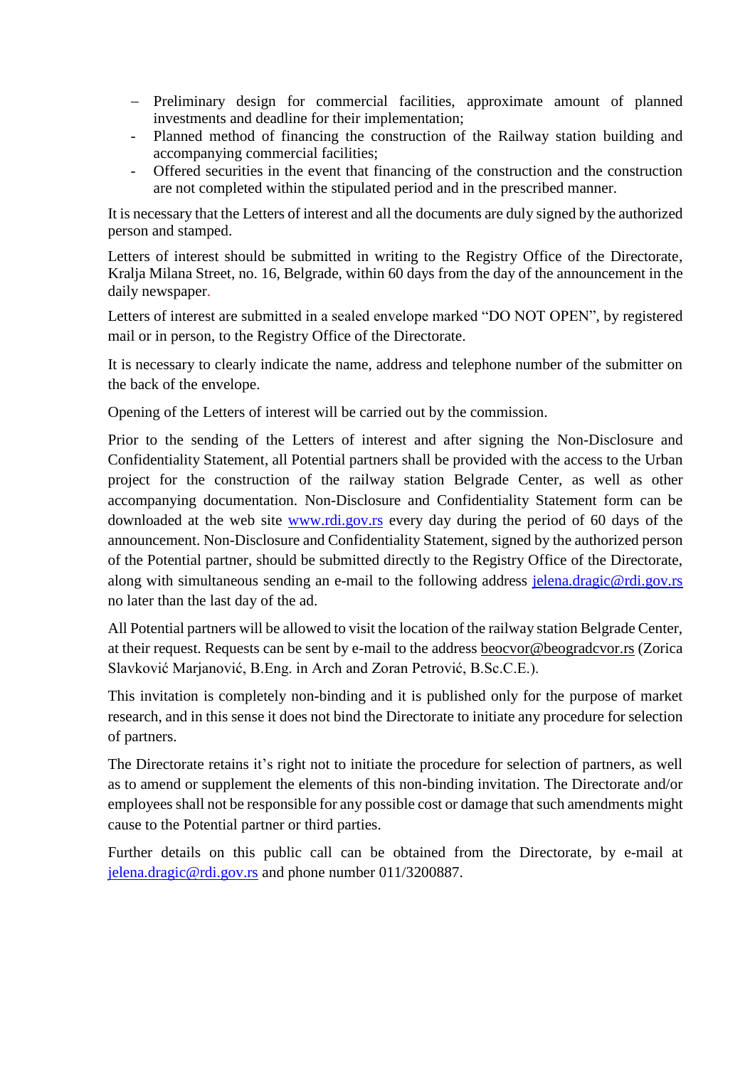- Preliminary design for commercial facilities, approximate amount of planned investments and deadline for their implementation;
- Planned method of financing the construction of the Railway station building and accompanying commercial facilities;
- Offered securities in the event that financing of the construction and the construction are not completed within the stipulated period and in the prescribed manner.

It is necessary that the Letters of interest and all the documents are duly signed by the authorized person and stamped.

Letters of interest should be submitted in writing to the Registry Office of the Directorate, Kralja Milana Street, no. 16, Belgrade, within 60 days from the day of the announcement in the daily newspaper.

Letters of interest are submitted in a sealed envelope marked "DO NOT OPEN", by registered mail or in person, to the Registry Office of the Directorate.

It is necessary to clearly indicate the name, address and telephone number of the submitter on the back of the envelope.

Opening of the Letters of interest will be carried out by the commission.

Prior to the sending of the Letters of interest and after signing the Non-Disclosure and Confidentiality Statement, all Potential partners shall be provided with the access to the Urban project for the construction of the railway station Belgrade Center, as well as other accompanying documentation. Non-Disclosure and Confidentiality Statement form can be downloaded at the web site www.rdi.gov.rs every day during the period of 60 days of the announcement. Non-Disclosure and Confidentiality Statement, signed by the authorized person of the Potential partner, should be submitted directly to the Registry Office of the Directorate, along with simultaneous sending an e-mail to the following address jelena.dragic@rdi.gov.rs no later than the last day of the ad.

All Potential partners will be allowed to visit the location of the railway station Belgrade Center, at their request. Requests can be sent by e-mail to the address beocvor@beogradcvor.rs (Zorica Slavković Marjanović, B.Eng. in Arch and Zoran Petrović, B.Sc.C.E.).

This invitation is completely non-binding and it is published only for the purpose of market research, and in this sense it does not bind the Directorate to initiate any procedure for selection of partners.

The Directorate retains it's right not to initiate the procedure for selection of partners, as well as to amend or supplement the elements of this non-binding invitation. The Directorate and/or employees shall not be responsible for any possible cost or damage that such amendments might cause to the Potential partner or third parties.

Further details on this public call can be obtained from the Directorate, by e-mail at jelena.dragic@rdi.gov.rs and phone number 011/3200887.